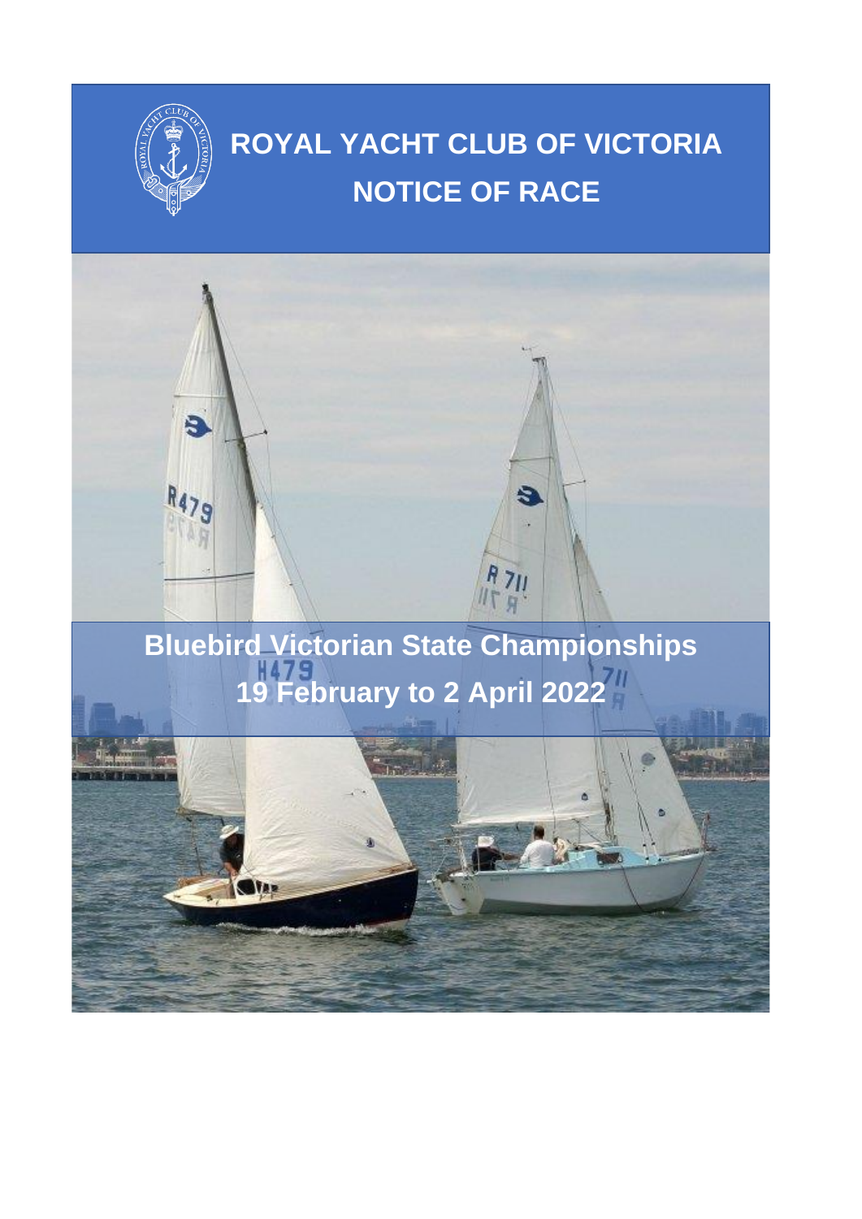# ROYAL YACHT CLUB OF VICTORIA

# NOTICE OF RACE

## Bluebird Victorian State Championships

## 19 February to 2 April 2022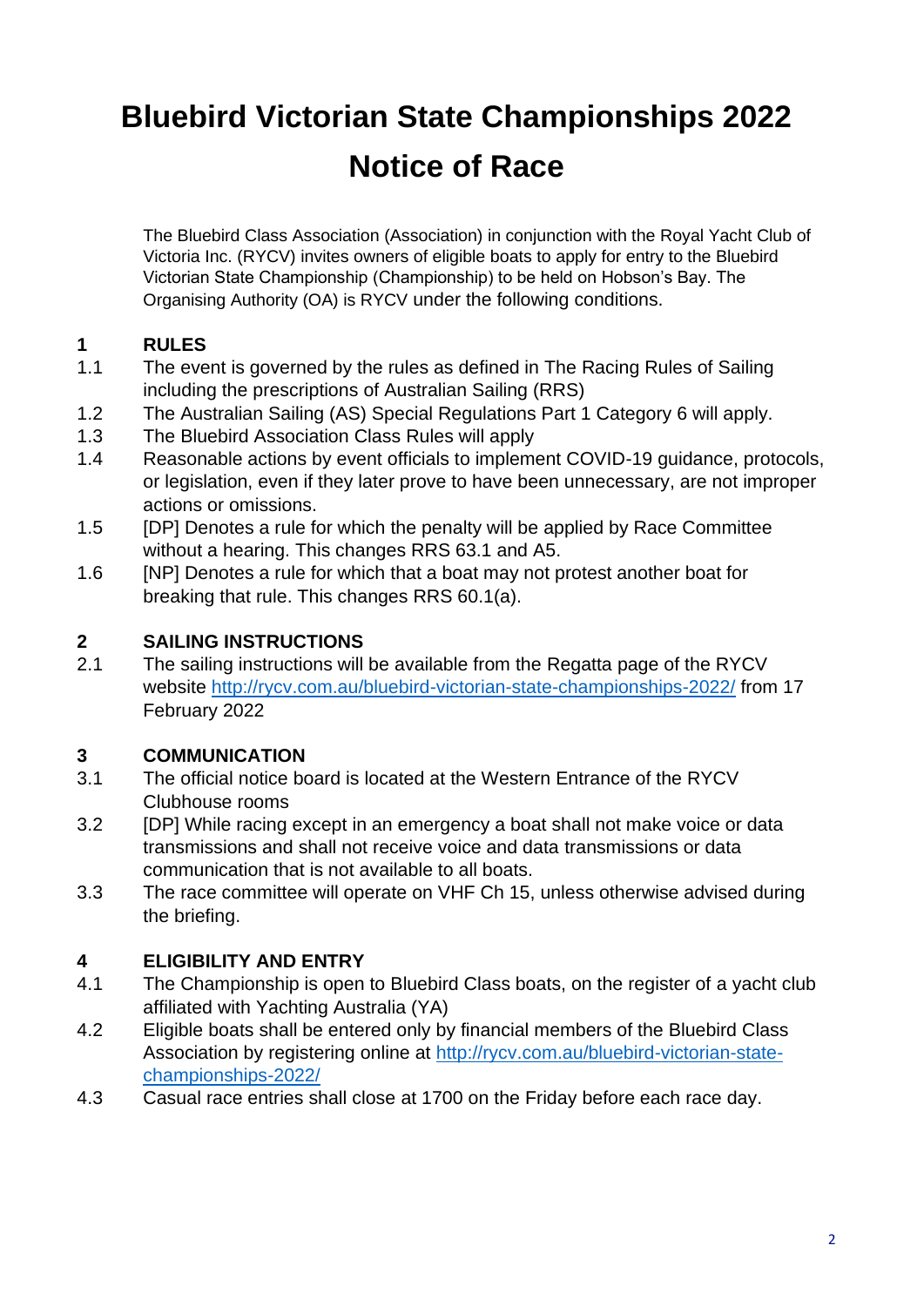# Bluebird Victorian State Championships 2022

# Notice of Race

The Bluebird Class Association (Association) in conjunction with the Royal Yacht Club of Victoria Inc. (RYCV) invites owners of eligible boats to apply for entry to the Bluebird Victorian State Championship (Championship) to be held on Hobson's Bay. The Organising Authority (OA) is RYCV under the following conditions.

## 1 RULES

1.1 The event is governed by the rules as defined in The Racing Rules of Sailing including the prescriptions of Australian Sailing (RRS)

1.2 The Australian Sailing (AS) Special Regulations Part 1 Category 6 will apply.

1.3 The Bluebird Association Class Rules will apply

1.4 Reasonable actions by event officials to implement COVID-19 guidance, protocols, or legislation, even if they later prove to have been unnecessary, are not improper actions or omissions.

1.5 [DP] Denotes a rule for which the penalty will be applied by Race Committee without a hearing. This changes RRS 63.1 and A5.

1.6 [NP] Denotes a rule for which that a boat may not protest another boat for breaking that rule. This changes RRS 60.1(a).

## 2 SAILING INSTRUCTIONS

2.1 The sailing instructions will be available from the Regatta page of the RYCV website http://rycv.com.au/bluebird-victorian-state-championships-2022/ from 17 February 2022

## 3 COMMUNICATION

3.1 The official notice board is located at the Western Entrance of the RYCV Clubhouse rooms

3.2 [DP] While racing except in an emergency a boat shall not make voice or data transmissions and shall not receive voice and data transmissions or data communication that is not available to all boats.

3.3 The race committee will operate on VHF Ch 15, unless otherwise advised during the briefing.

## 4 ELIGIBILITY AND ENTRY

4.1 The Championship is open to Bluebird Class boats, on the register of a yacht club affiliated with Yachting Australia (YA)

4.2 Eligible boats shall be entered only by financial members of the Bluebird Class Association by registering online at http://rycv.com.au/bluebird-victorian-state-championships-2022/

4.3 Casual race entries shall close at 1700 on the Friday before each race day.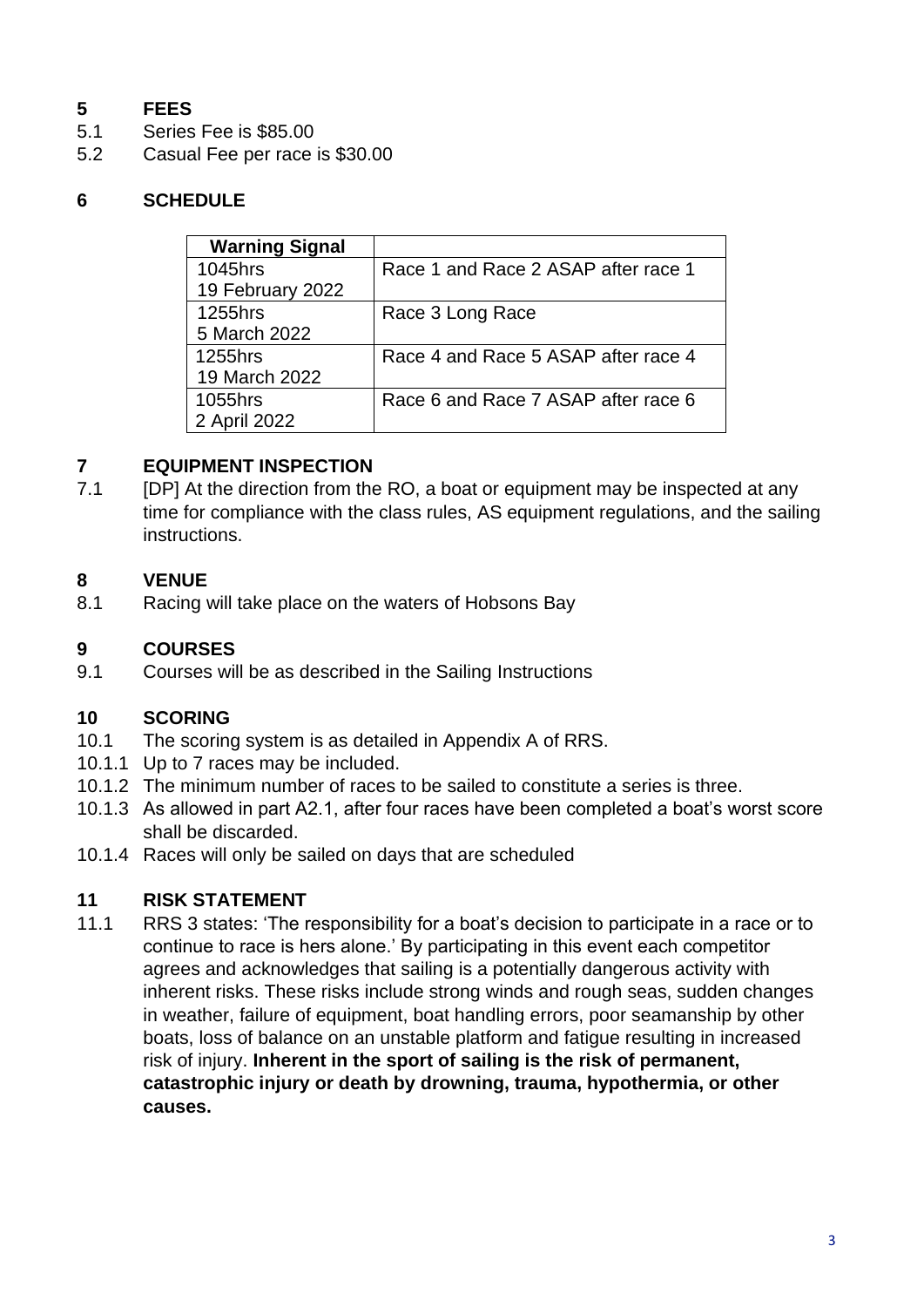## 5 FEES

5.1 Series Fee is $85.00

5.2 Casual Fee per race is $30.00

## 6 SCHEDULE

| Warning Signal | |
|---|---|
| 1045hrs 19 February 2022 | Race 1 and Race 2 ASAP after race 1 |
| 1255hrs 5 March 2022 | Race 3 Long Race |
| 1255hrs 19 March 2022 | Race 4 and Race 5 ASAP after race 4 |
| 1055hrs 2 April 2022 | Race 6 and Race 7 ASAP after race 6 |

## 7 EQUIPMENT INSPECTION

7.1 [DP] At the direction from the RO, a boat or equipment may be inspected at any time for compliance with the class rules, AS equipment regulations, and the sailing instructions.

## 8 VENUE

8.1 Racing will take place on the waters of Hobsons Bay

## 9 COURSES

9.1 Courses will be as described in the Sailing Instructions

## 10 SCORING

10.1 The scoring system is as detailed in Appendix A of RRS.

10.1.1 Up to 7 races may be included.

10.1.2 The minimum number of races to be sailed to constitute a series is three.

10.1.3 As allowed in part A2.1, after four races have been completed a boat's worst score shall be discarded.

10.1.4 Races will only be sailed on days that are scheduled

## 11 RISK STATEMENT

11.1 RRS 3 states: 'The responsibility for a boat's decision to participate in a race or to continue to race is hers alone.' By participating in this event each competitor agrees and acknowledges that sailing is a potentially dangerous activity with inherent risks. These risks include strong winds and rough seas, sudden changes in weather, failure of equipment, boat handling errors, poor seamanship by other boats, loss of balance on an unstable platform and fatigue resulting in increased risk of injury. **Inherent in the sport of sailing is the risk of permanent, catastrophic injury or death by drowning, trauma, hypothermia, or other causes.**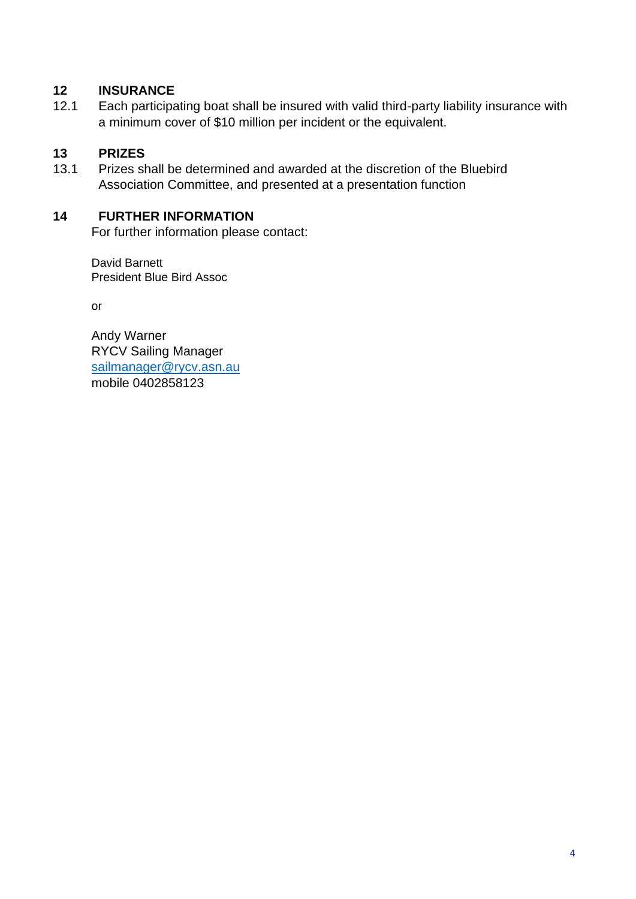## 12 INSURANCE

12.1 Each participating boat shall be insured with valid third-party liability insurance with a minimum cover of $10 million per incident or the equivalent.

## 13 PRIZES

13.1 Prizes shall be determined and awarded at the discretion of the Bluebird Association Committee, and presented at a presentation function

## 14 FURTHER INFORMATION

For further information please contact:

David Barnett
President Blue Bird Assoc

or

Andy Warner
RYCV Sailing Manager
sailmanager@rycv.asn.au
mobile 0402858123